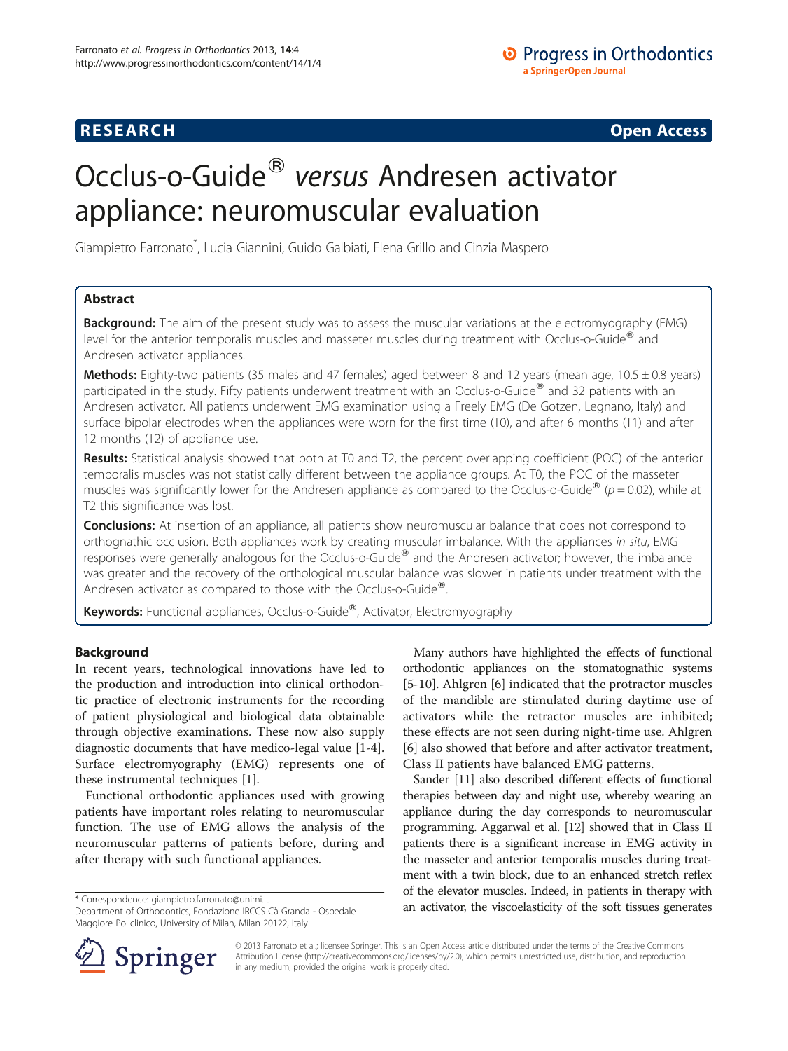RESEARCH Open Access

# Occlus-o-Guide® *versus* Andresen activator appliance: neuromuscular evaluation

Giampietro Farronato*, Lucia Giannini, Guido Galbiati, Elena Grillo and Cinzia Maspero

## Abstract

**Background:** The aim of the present study was to assess the muscular variations at the electromyography (EMG) level for the anterior temporalis muscles and masseter muscles during treatment with Occlus-o-Guide® and Andresen activator appliances.

**Methods:** Eighty-two patients (35 males and 47 females) aged between 8 and 12 years (mean age, 10.5 ± 0.8 years) participated in the study. Fifty patients underwent treatment with an Occlus-o-Guide® and 32 patients with an Andresen activator. All patients underwent EMG examination using a Freely EMG (De Gotzen, Legnano, Italy) and surface bipolar electrodes when the appliances were worn for the first time (T0), and after 6 months (T1) and after 12 months (T2) of appliance use.

**Results:** Statistical analysis showed that both at T0 and T2, the percent overlapping coefficient (POC) of the anterior temporalis muscles was not statistically different between the appliance groups. At T0, the POC of the masseter muscles was significantly lower for the Andresen appliance as compared to the Occlus-o-Guide® ($p = 0.02$), while at T2 this significance was lost.

**Conclusions:** At insertion of an appliance, all patients show neuromuscular balance that does not correspond to orthognathic occlusion. Both appliances work by creating muscular imbalance. With the appliances *in situ*, EMG responses were generally analogous for the Occlus-o-Guide® and the Andresen activator; however, the imbalance was greater and the recovery of the orthological muscular balance was slower in patients under treatment with the Andresen activator as compared to those with the Occlus-o-Guide®.

**Keywords:** Functional appliances, Occlus-o-Guide®, Activator, Electromyography

## Background

In recent years, technological innovations have led to the production and introduction into clinical orthodontic practice of electronic instruments for the recording of patient physiological and biological data obtainable through objective examinations. These now also supply diagnostic documents that have medico-legal value [1-4]. Surface electromyography (EMG) represents one of these instrumental techniques [1].

Functional orthodontic appliances used with growing patients have important roles relating to neuromuscular function. The use of EMG allows the analysis of the neuromuscular patterns of patients before, during and after therapy with such functional appliances.

Many authors have highlighted the effects of functional orthodontic appliances on the stomatognathic systems [5-10]. Ahlgren [6] indicated that the protractor muscles of the mandible are stimulated during daytime use of activators while the retractor muscles are inhibited; these effects are not seen during night-time use. Ahlgren [6] also showed that before and after activator treatment, Class II patients have balanced EMG patterns.

Sander [11] also described different effects of functional therapies between day and night use, whereby wearing an appliance during the day corresponds to neuromuscular programming. Aggarwal et al. [12] showed that in Class II patients there is a significant increase in EMG activity in the masseter and anterior temporalis muscles during treatment with a twin block, due to an enhanced stretch reflex of the elevator muscles. Indeed, in patients in therapy with an activator, the viscoelasticity of the soft tissues generates

\* Correspondence: giampietro.farronato@unimi.it
Department of Orthodontics, Fondazione IRCCS Cà Granda - Ospedale Maggiore Policlinico, University of Milan, Milan 20122, Italy

© 2013 Farronato et al.; licensee Springer. This is an Open Access article distributed under the terms of the Creative Commons Attribution License (http://creativecommons.org/licenses/by/2.0), which permits unrestricted use, distribution, and reproduction in any medium, provided the original work is properly cited.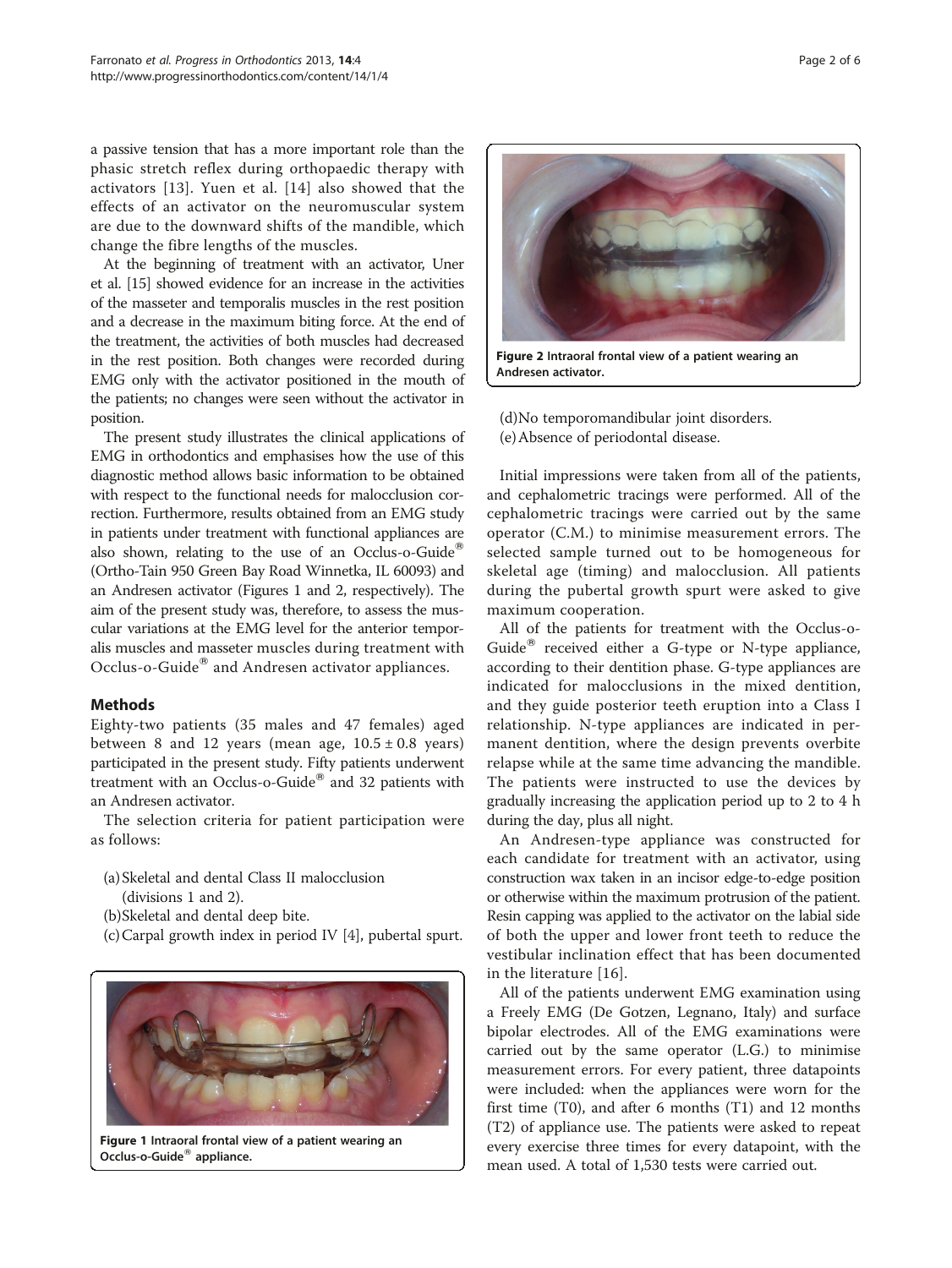a passive tension that has a more important role than the phasic stretch reflex during orthopaedic therapy with activators [13]. Yuen et al. [14] also showed that the effects of an activator on the neuromuscular system are due to the downward shifts of the mandible, which change the fibre lengths of the muscles.

At the beginning of treatment with an activator, Uner et al. [15] showed evidence for an increase in the activities of the masseter and temporalis muscles in the rest position and a decrease in the maximum biting force. At the end of the treatment, the activities of both muscles had decreased in the rest position. Both changes were recorded during EMG only with the activator positioned in the mouth of the patients; no changes were seen without the activator in position.

The present study illustrates the clinical applications of EMG in orthodontics and emphasises how the use of this diagnostic method allows basic information to be obtained with respect to the functional needs for malocclusion correction. Furthermore, results obtained from an EMG study in patients under treatment with functional appliances are also shown, relating to the use of an Occlus-o-Guide® (Ortho-Tain 950 Green Bay Road Winnetka, IL 60093) and an Andresen activator (Figures 1 and 2, respectively). The aim of the present study was, therefore, to assess the muscular variations at the EMG level for the anterior temporalis muscles and masseter muscles during treatment with Occlus-o-Guide® and Andresen activator appliances.

## Methods

Eighty-two patients (35 males and 47 females) aged between 8 and 12 years (mean age, $10.5 \pm 0.8$ years) participated in the present study. Fifty patients underwent treatment with an Occlus-o-Guide® and 32 patients with an Andresen activator.

The selection criteria for patient participation were as follows:

(a) Skeletal and dental Class II malocclusion (divisions 1 and 2).
(b) Skeletal and dental deep bite.
(c) Carpal growth index in period IV [4], pubertal spurt.
(d) No temporomandibular joint disorders.
(e) Absence of periodontal disease.

Figure 1 Intraoral frontal view of a patient wearing an Occlus-o-Guide® appliance.

Figure 2 Intraoral frontal view of a patient wearing an Andresen activator.

Initial impressions were taken from all of the patients, and cephalometric tracings were performed. All of the cephalometric tracings were carried out by the same operator (C.M.) to minimise measurement errors. The selected sample turned out to be homogeneous for skeletal age (timing) and malocclusion. All patients during the pubertal growth spurt were asked to give maximum cooperation.

All of the patients for treatment with the Occlus-o-Guide® received either a G-type or N-type appliance, according to their dentition phase. G-type appliances are indicated for malocclusions in the mixed dentition, and they guide posterior teeth eruption into a Class I relationship. N-type appliances are indicated in permanent dentition, where the design prevents overbite relapse while at the same time advancing the mandible. The patients were instructed to use the devices by gradually increasing the application period up to 2 to 4 h during the day, plus all night.

An Andresen-type appliance was constructed for each candidate for treatment with an activator, using construction wax taken in an incisor edge-to-edge position or otherwise within the maximum protrusion of the patient. Resin capping was applied to the activator on the labial side of both the upper and lower front teeth to reduce the vestibular inclination effect that has been documented in the literature [16].

All of the patients underwent EMG examination using a Freely EMG (De Gotzen, Legnano, Italy) and surface bipolar electrodes. All of the EMG examinations were carried out by the same operator (L.G.) to minimise measurement errors. For every patient, three datapoints were included: when the appliances were worn for the first time (T0), and after 6 months (T1) and 12 months (T2) of appliance use. The patients were asked to repeat every exercise three times for every datapoint, with the mean used. A total of 1,530 tests were carried out.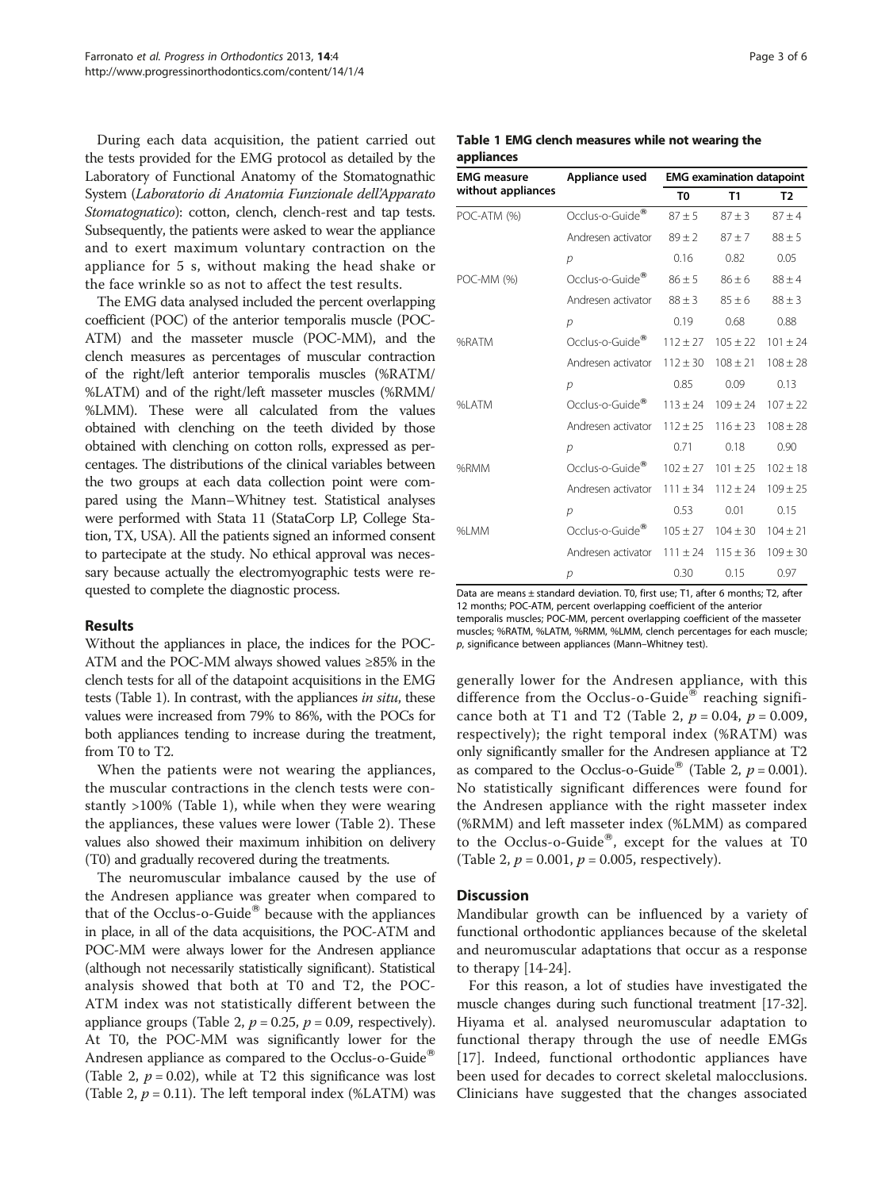During each data acquisition, the patient carried out the tests provided for the EMG protocol as detailed by the Laboratory of Functional Anatomy of the Stomatognathic System (*Laboratorio di Anatomia Funzionale dell'Apparato Stomatognatico*): cotton, clench, clench-rest and tap tests. Subsequently, the patients were asked to wear the appliance and to exert maximum voluntary contraction on the appliance for 5 s, without making the head shake or the face wrinkle so as not to affect the test results.

The EMG data analysed included the percent overlapping coefficient (POC) of the anterior temporalis muscle (POC-ATM) and the masseter muscle (POC-MM), and the clench measures as percentages of muscular contraction of the right/left anterior temporalis muscles (%RATM/%LATM) and of the right/left masseter muscles (%RMM/%LMM). These were all calculated from the values obtained with clenching on the teeth divided by those obtained with clenching on cotton rolls, expressed as percentages. The distributions of the clinical variables between the two groups at each data collection point were compared using the Mann–Whitney test. Statistical analyses were performed with Stata 11 (StataCorp LP, College Station, TX, USA). All the patients signed an informed consent to partecipate at the study. No ethical approval was necessary because actually the electromyographic tests were requested to complete the diagnostic process.

## Results

Without the appliances in place, the indices for the POC-ATM and the POC-MM always showed values ≥85% in the clench tests for all of the datapoint acquisitions in the EMG tests (Table 1). In contrast, with the appliances *in situ*, these values were increased from 79% to 86%, with the POCs for both appliances tending to increase during the treatment, from T0 to T2.

When the patients were not wearing the appliances, the muscular contractions in the clench tests were constantly >100% (Table 1), while when they were wearing the appliances, these values were lower (Table 2). These values also showed their maximum inhibition on delivery (T0) and gradually recovered during the treatments.

The neuromuscular imbalance caused by the use of the Andresen appliance was greater when compared to that of the Occlus-o-Guide® because with the appliances in place, in all of the data acquisitions, the POC-ATM and POC-MM were always lower for the Andresen appliance (although not necessarily statistically significant). Statistical analysis showed that both at T0 and T2, the POC-ATM index was not statistically different between the appliance groups (Table 2, $p = 0.25$, $p = 0.09$, respectively). At T0, the POC-MM was significantly lower for the Andresen appliance as compared to the Occlus-o-Guide® (Table 2, $p = 0.02$), while at T2 this significance was lost (Table 2, $p = 0.11$). The left temporal index (%LATM) was generally lower for the Andresen appliance, with this difference from the Occlus-o-Guide® reaching significance both at T1 and T2 (Table 2, $p = 0.04$, $p = 0.009$, respectively); the right temporal index (%RATM) was only significantly smaller for the Andresen appliance at T2 as compared to the Occlus-o-Guide® (Table 2, $p = 0.001$). No statistically significant differences were found for the Andresen appliance with the right masseter index (%RMM) and left masseter index (%LMM) as compared to the Occlus-o-Guide®, except for the values at T0 (Table 2, $p = 0.001$, $p = 0.005$, respectively).

**Table 1 EMG clench measures while not wearing the appliances**

| EMG measure without appliances | Appliance used | EMG examination datapoint | | |
|---|---|---|---|---|
| | | T0 | T1 | T2 |
| POC-ATM (%) | Occlus-o-Guide® | 87 ± 5 | 87 ± 3 | 87 ± 4 |
| | Andresen activator | 89 ± 2 | 87 ± 7 | 88 ± 5 |
| | *p* | 0.16 | 0.82 | 0.05 |
| POC-MM (%) | Occlus-o-Guide® | 86 ± 5 | 86 ± 6 | 88 ± 4 |
| | Andresen activator | 88 ± 3 | 85 ± 6 | 88 ± 3 |
| | *p* | 0.19 | 0.68 | 0.88 |
| %RATM | Occlus-o-Guide® | 112 ± 27 | 105 ± 22 | 101 ± 24 |
| | Andresen activator | 112 ± 30 | 108 ± 21 | 108 ± 28 |
| | *p* | 0.85 | 0.09 | 0.13 |
| %LATM | Occlus-o-Guide® | 113 ± 24 | 109 ± 24 | 107 ± 22 |
| | Andresen activator | 112 ± 25 | 116 ± 23 | 108 ± 28 |
| | *p* | 0.71 | 0.18 | 0.90 |
| %RMM | Occlus-o-Guide® | 102 ± 27 | 101 ± 25 | 102 ± 18 |
| | Andresen activator | 111 ± 34 | 112 ± 24 | 109 ± 25 |
| | *p* | 0.53 | 0.01 | 0.15 |
| %LMM | Occlus-o-Guide® | 105 ± 27 | 104 ± 30 | 104 ± 21 |
| | Andresen activator | 111 ± 24 | 115 ± 36 | 109 ± 30 |
| | *p* | 0.30 | 0.15 | 0.97 |

Data are means ± standard deviation. T0, first use; T1, after 6 months; T2, after 12 months; POC-ATM, percent overlapping coefficient of the anterior temporalis muscles; POC-MM, percent overlapping coefficient of the masseter muscles; %RATM, %LATM, %RMM, %LMM, clench percentages for each muscle; *p*, significance between appliances (Mann–Whitney test).

## Discussion

Mandibular growth can be influenced by a variety of functional orthodontic appliances because of the skeletal and neuromuscular adaptations that occur as a response to therapy [14-24].

For this reason, a lot of studies have investigated the muscle changes during such functional treatment [17-32]. Hiyama et al. analysed neuromuscular adaptation to functional therapy through the use of needle EMGs [17]. Indeed, functional orthodontic appliances have been used for decades to correct skeletal malocclusions. Clinicians have suggested that the changes associated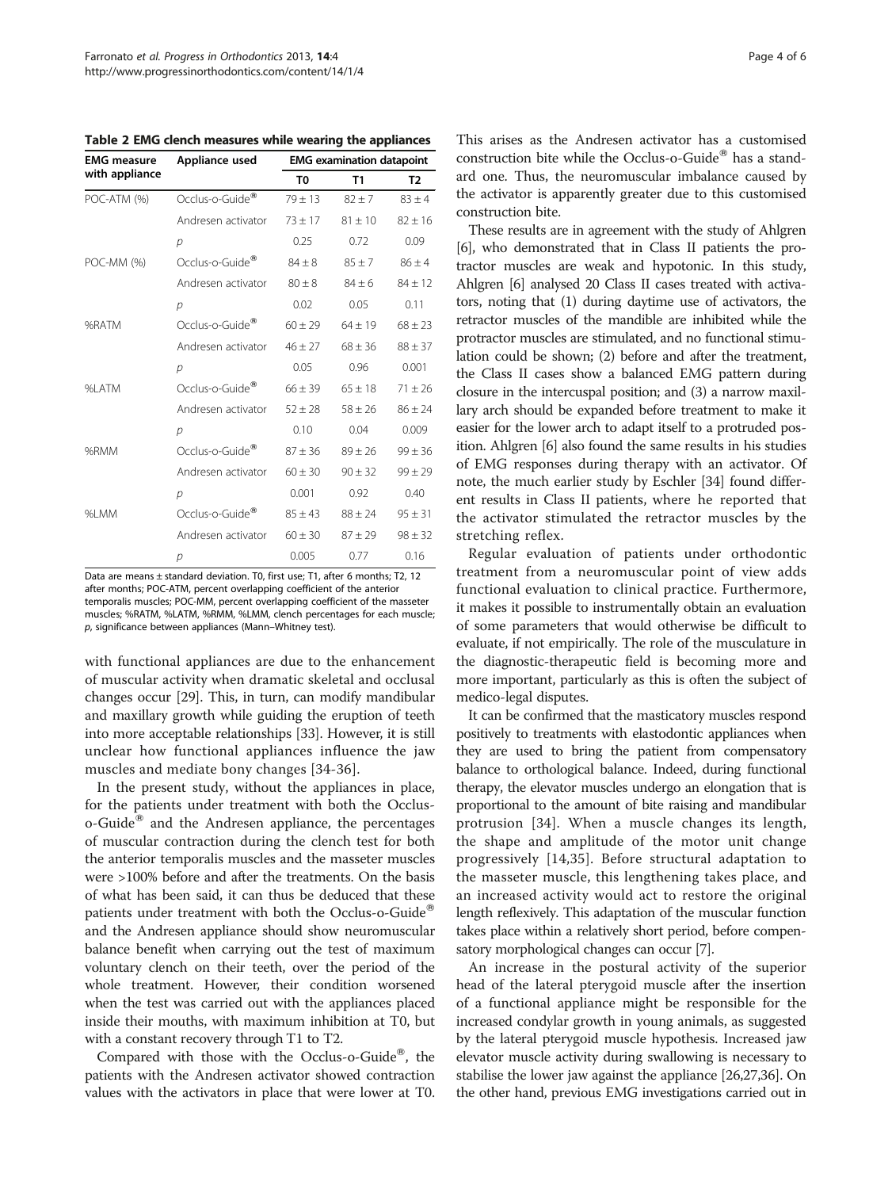**Table 2 EMG clench measures while wearing the appliances**

| EMG measure with appliance | Appliance used | EMG examination datapoint | | |
|---|---|---|---|---|
| | | T0 | T1 | T2 |
| POC-ATM (%) | Occlus-o-Guide® | 79 ± 13 | 82 ± 7 | 83 ± 4 |
| | Andresen activator | 73 ± 17 | 81 ± 10 | 82 ± 16 |
| | *p* | 0.25 | 0.72 | 0.09 |
| POC-MM (%) | Occlus-o-Guide® | 84 ± 8 | 85 ± 7 | 86 ± 4 |
| | Andresen activator | 80 ± 8 | 84 ± 6 | 84 ± 12 |
| | *p* | 0.02 | 0.05 | 0.11 |
| %RATM | Occlus-o-Guide® | 60 ± 29 | 64 ± 19 | 68 ± 23 |
| | Andresen activator | 46 ± 27 | 68 ± 36 | 88 ± 37 |
| | *p* | 0.05 | 0.96 | 0.001 |
| %LATM | Occlus-o-Guide® | 66 ± 39 | 65 ± 18 | 71 ± 26 |
| | Andresen activator | 52 ± 28 | 58 ± 26 | 86 ± 24 |
| | *p* | 0.10 | 0.04 | 0.009 |
| %RMM | Occlus-o-Guide® | 87 ± 36 | 89 ± 26 | 99 ± 36 |
| | Andresen activator | 60 ± 30 | 90 ± 32 | 99 ± 29 |
| | *p* | 0.001 | 0.92 | 0.40 |
| %LMM | Occlus-o-Guide® | 85 ± 43 | 88 ± 24 | 95 ± 31 |
| | Andresen activator | 60 ± 30 | 87 ± 29 | 98 ± 32 |
| | *p* | 0.005 | 0.77 | 0.16 |

Data are means ± standard deviation. T0, first use; T1, after 6 months; T2, 12 after months; POC-ATM, percent overlapping coefficient of the anterior temporalis muscles; POC-MM, percent overlapping coefficient of the masseter muscles; %RATM, %LATM, %RMM, %LMM, clench percentages for each muscle; *p*, significance between appliances (Mann–Whitney test).

with functional appliances are due to the enhancement of muscular activity when dramatic skeletal and occlusal changes occur [29]. This, in turn, can modify mandibular and maxillary growth while guiding the eruption of teeth into more acceptable relationships [33]. However, it is still unclear how functional appliances influence the jaw muscles and mediate bony changes [34-36].

In the present study, without the appliances in place, for the patients under treatment with both the Occlus-o-Guide® and the Andresen appliance, the percentages of muscular contraction during the clench test for both the anterior temporalis muscles and the masseter muscles were >100% before and after the treatments. On the basis of what has been said, it can thus be deduced that these patients under treatment with both the Occlus-o-Guide® and the Andresen appliance should show neuromuscular balance benefit when carrying out the test of maximum voluntary clench on their teeth, over the period of the whole treatment. However, their condition worsened when the test was carried out with the appliances placed inside their mouths, with maximum inhibition at T0, but with a constant recovery through T1 to T2.

Compared with those with the Occlus-o-Guide®, the patients with the Andresen activator showed contraction values with the activators in place that were lower at T0. This arises as the Andresen activator has a customised construction bite while the Occlus-o-Guide® has a standard one. Thus, the neuromuscular imbalance caused by the activator is apparently greater due to this customised construction bite.

These results are in agreement with the study of Ahlgren [6], who demonstrated that in Class II patients the protractor muscles are weak and hypotonic. In this study, Ahlgren [6] analysed 20 Class II cases treated with activators, noting that (1) during daytime use of activators, the retractor muscles of the mandible are inhibited while the protractor muscles are stimulated, and no functional stimulation could be shown; (2) before and after the treatment, the Class II cases show a balanced EMG pattern during closure in the intercuspal position; and (3) a narrow maxillary arch should be expanded before treatment to make it easier for the lower arch to adapt itself to a protruded position. Ahlgren [6] also found the same results in his studies of EMG responses during therapy with an activator. Of note, the much earlier study by Eschler [34] found different results in Class II patients, where he reported that the activator stimulated the retractor muscles by the stretching reflex.

Regular evaluation of patients under orthodontic treatment from a neuromuscular point of view adds functional evaluation to clinical practice. Furthermore, it makes it possible to instrumentally obtain an evaluation of some parameters that would otherwise be difficult to evaluate, if not empirically. The role of the musculature in the diagnostic-therapeutic field is becoming more and more important, particularly as this is often the subject of medico-legal disputes.

It can be confirmed that the masticatory muscles respond positively to treatments with elastodontic appliances when they are used to bring the patient from compensatory balance to orthological balance. Indeed, during functional therapy, the elevator muscles undergo an elongation that is proportional to the amount of bite raising and mandibular protrusion [34]. When a muscle changes its length, the shape and amplitude of the motor unit change progressively [14,35]. Before structural adaptation to the masseter muscle, this lengthening takes place, and an increased activity would act to restore the original length reflexively. This adaptation of the muscular function takes place within a relatively short period, before compensatory morphological changes can occur [7].

An increase in the postural activity of the superior head of the lateral pterygoid muscle after the insertion of a functional appliance might be responsible for the increased condylar growth in young animals, as suggested by the lateral pterygoid muscle hypothesis. Increased jaw elevator muscle activity during swallowing is necessary to stabilise the lower jaw against the appliance [26,27,36]. On the other hand, previous EMG investigations carried out in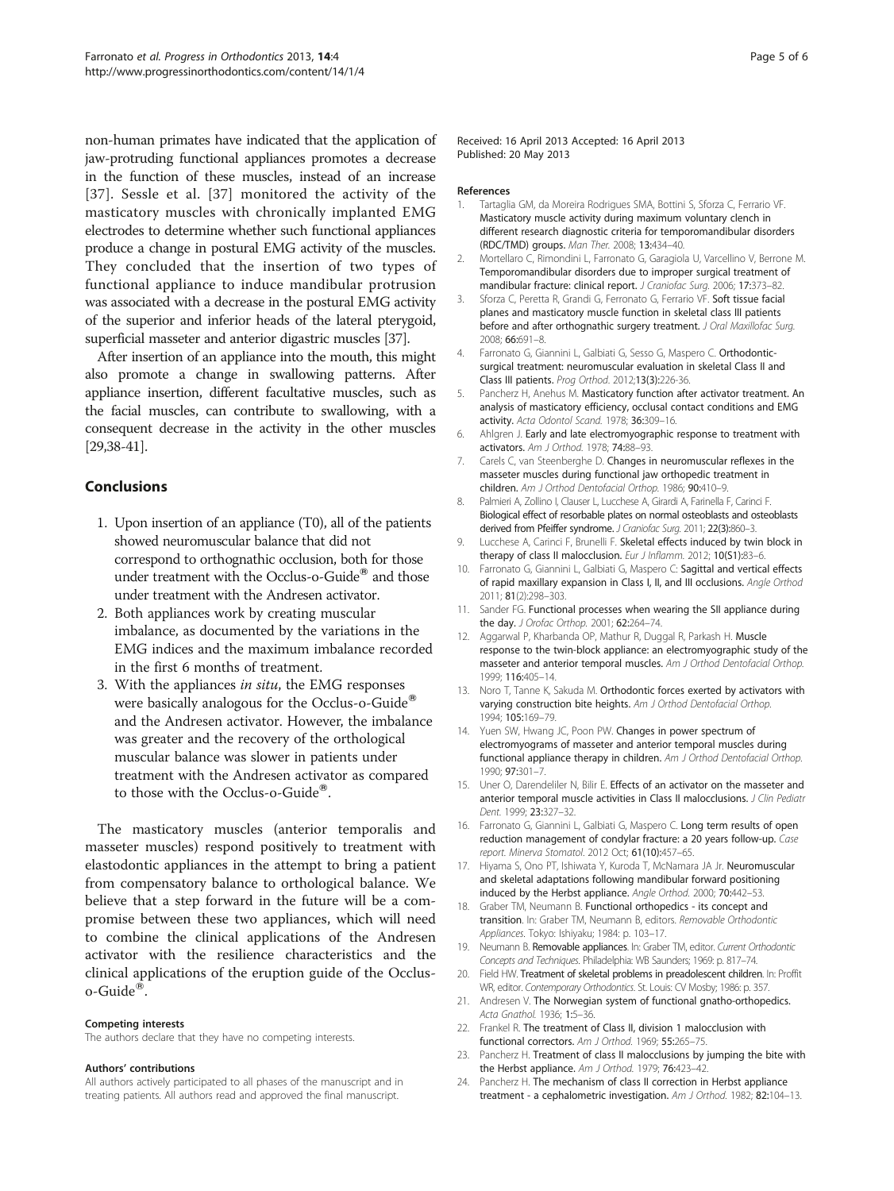non-human primates have indicated that the application of jaw-protruding functional appliances promotes a decrease in the function of these muscles, instead of an increase [37]. Sessle et al. [37] monitored the activity of the masticatory muscles with chronically implanted EMG electrodes to determine whether such functional appliances produce a change in postural EMG activity of the muscles. They concluded that the insertion of two types of functional appliance to induce mandibular protrusion was associated with a decrease in the postural EMG activity of the superior and inferior heads of the lateral pterygoid, superficial masseter and anterior digastric muscles [37].

After insertion of an appliance into the mouth, this might also promote a change in swallowing patterns. After appliance insertion, different facultative muscles, such as the facial muscles, can contribute to swallowing, with a consequent decrease in the activity in the other muscles [29,38-41].

## Conclusions

1. Upon insertion of an appliance (T0), all of the patients showed neuromuscular balance that did not correspond to orthognathic occlusion, both for those under treatment with the Occlus-o-Guide® and those under treatment with the Andresen activator.
2. Both appliances work by creating muscular imbalance, as documented by the variations in the EMG indices and the maximum imbalance recorded in the first 6 months of treatment.
3. With the appliances *in situ*, the EMG responses were basically analogous for the Occlus-o-Guide® and the Andresen activator. However, the imbalance was greater and the recovery of the orthological muscular balance was slower in patients under treatment with the Andresen activator as compared to those with the Occlus-o-Guide®.

The masticatory muscles (anterior temporalis and masseter muscles) respond positively to treatment with elastodontic appliances in the attempt to bring a patient from compensatory balance to orthological balance. We believe that a step forward in the future will be a compromise between these two appliances, which will need to combine the clinical applications of the Andresen activator with the resilience characteristics and the clinical applications of the eruption guide of the Occlus-o-Guide®.

#### Competing interests

The authors declare that they have no competing interests.

#### Authors' contributions

All authors actively participated to all phases of the manuscript and in treating patients. All authors read and approved the final manuscript.

Received: 16 April 2013 Accepted: 16 April 2013
Published: 20 May 2013

#### References

1. Tartaglia GM, da Moreira Rodrigues SMA, Bottini S, Sforza C, Ferrario VF. **Masticatory muscle activity during maximum voluntary clench in different research diagnostic criteria for temporomandibular disorders (RDC/TMD) groups.** *Man Ther.* 2008; **13**:434–40.
2. Mortellaro C, Rimondini L, Farronato G, Garagiola U, Varcellino V, Berrone M. **Temporomandibular disorders due to improper surgical treatment of mandibular fracture: clinical report.** *J Craniofac Surg.* 2006; **17**:373–82.
3. Sforza C, Peretta R, Grandi G, Ferronato G, Ferrario VF. **Soft tissue facial planes and masticatory muscle function in skeletal class III patients before and after orthognathic surgery treatment.** *J Oral Maxillofac Surg.* 2008; **66**:691–8.
4. Farronato G, Giannini L, Galbiati G, Sesso G, Maspero C. **Orthodontic-surgical treatment: neuromuscular evaluation in skeletal Class II and Class III patients.** *Prog Orthod.* 2012;**13(3)**:226-36.
5. Pancherz H, Anehus M. **Masticatory function after activator treatment. An analysis of masticatory efficiency, occlusal contact conditions and EMG activity.** *Acta Odontol Scand.* 1978; **36**:309–16.
6. Ahlgren J. **Early and late electromyographic response to treatment with activators.** *Am J Orthod.* 1978; **74**:88–93.
7. Carels C, van Steenberghe D. **Changes in neuromuscular reflexes in the masseter muscles during functional jaw orthopedic treatment in children.** *Am J Orthod Dentofacial Orthop.* 1986; **90**:410–9.
8. Palmieri A, Zollino I, Clauser L, Lucchese A, Girardi A, Farinella F, Carinci F. **Biological effect of resorbable plates on normal osteoblasts and osteoblasts derived from Pfeiffer syndrome.** *J Craniofac Surg.* 2011; **22(3)**:860–3.
9. Lucchese A, Carinci F, Brunelli F. **Skeletal effects induced by twin block in therapy of class II malocclusion.** *Eur J Inflamm.* 2012; **10(S1)**:83–6.
10. Farronato G, Giannini L, Galbiati G, Maspero C: **Sagittal and vertical effects of rapid maxillary expansion in Class I, II, and III occlusions.** *Angle Orthod* 2011; **81**(2):298–303.
11. Sander FG. **Functional processes when wearing the SII appliance during the day.** *J Orofac Orthop.* 2001; **62**:264–74.
12. Aggarwal P, Kharbanda OP, Mathur R, Duggal R, Parkash H. **Muscle response to the twin-block appliance: an electromyographic study of the masseter and anterior temporal muscles.** *Am J Orthod Dentofacial Orthop.* 1999; **116**:405–14.
13. Noro T, Tanne K, Sakuda M. **Orthodontic forces exerted by activators with varying construction bite heights.** *Am J Orthod Dentofacial Orthop.* 1994; **105**:169–79.
14. Yuen SW, Hwang JC, Poon PW. **Changes in power spectrum of electromyograms of masseter and anterior temporal muscles during functional appliance therapy in children.** *Am J Orthod Dentofacial Orthop.* 1990; **97**:301–7.
15. Uner O, Darendeliler N, Bilir E. **Effects of an activator on the masseter and anterior temporal muscle activities in Class II malocclusions.** *J Clin Pediatr Dent.* 1999; **23**:327–32.
16. Farronato G, Giannini L, Galbiati G, Maspero C. **Long term results of open reduction management of condylar fracture: a 20 years follow-up.** *Case report. Minerva Stomatol.* 2012 Oct; **61(10)**:457–65.
17. Hiyama S, Ono PT, Ishiwata Y, Kuroda T, McNamara JA Jr. **Neuromuscular and skeletal adaptations following mandibular forward positioning induced by the Herbst appliance.** *Angle Orthod.* 2000; **70**:442–53.
18. Graber TM, Neumann B. **Functional orthopedics - its concept and transition.** In: Graber TM, Neumann B, editors. *Removable Orthodontic Appliances*. Tokyo: Ishiyaku; 1984: p. 103–17.
19. Neumann B. **Removable appliances.** In: Graber TM, editor. *Current Orthodontic Concepts and Techniques*. Philadelphia: WB Saunders; 1969: p. 817–74.
20. Field HW. **Treatment of skeletal problems in preadolescent children.** In: Proffit WR, editor. *Contemporary Orthodontics*. St. Louis: CV Mosby; 1986: p. 357.
21. Andresen V. **The Norwegian system of functional gnatho-orthopedics.** *Acta Gnathol.* 1936; **1**:5–36.
22. Frankel R. **The treatment of Class II, division 1 malocclusion with functional correctors.** *Am J Orthod.* 1969; **55**:265–75.
23. Pancherz H. **Treatment of class II malocclusions by jumping the bite with the Herbst appliance.** *Am J Orthod.* 1979; **76**:423–42.
24. Pancherz H. **The mechanism of class II correction in Herbst appliance treatment - a cephalometric investigation.** *Am J Orthod.* 1982; **82**:104–13.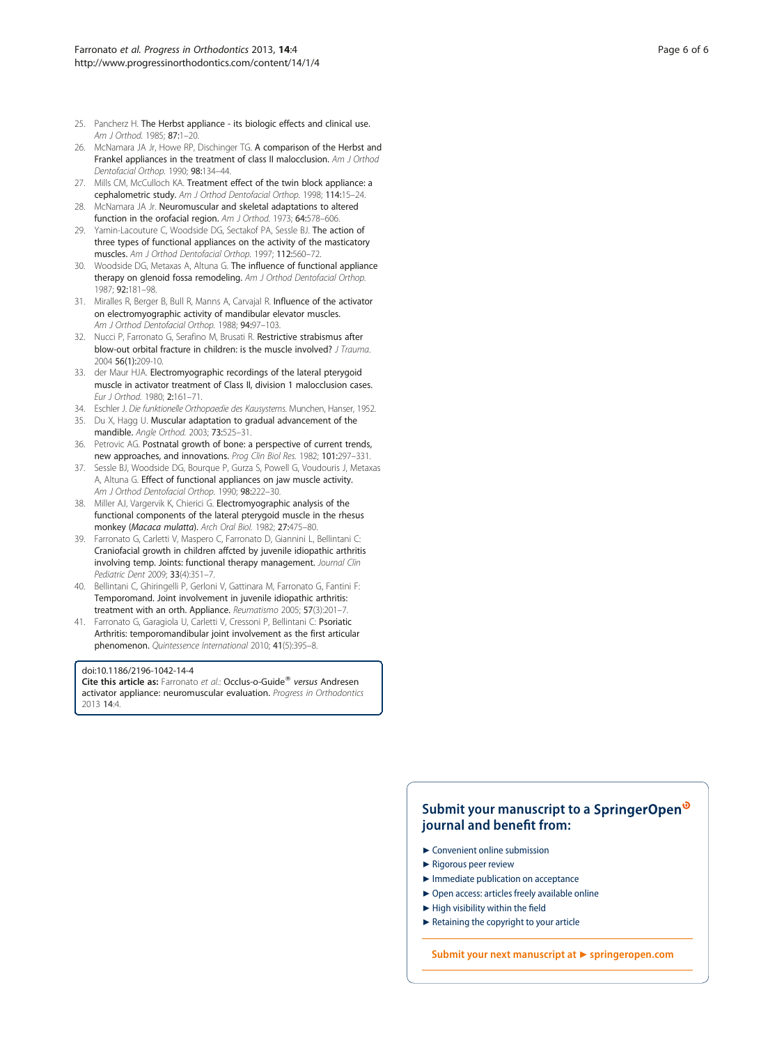25. Pancherz H. The Herbst appliance - its biologic effects and clinical use. *Am J Orthod.* 1985; **87**:1–20.
26. McNamara JA Jr, Howe RP, Dischinger TG. A comparison of the Herbst and Frankel appliances in the treatment of class II malocclusion. *Am J Orthod Dentofacial Orthop.* 1990; **98**:134–44.
27. Mills CM, McCulloch KA. Treatment effect of the twin block appliance: a cephalometric study. *Am J Orthod Dentofacial Orthop.* 1998; **114**:15–24.
28. McNamara JA Jr. Neuromuscular and skeletal adaptations to altered function in the orofacial region. *Am J Orthod.* 1973; **64**:578–606.
29. Yamin-Lacouture C, Woodside DG, Sectakof PA, Sessle BJ. The action of three types of functional appliances on the activity of the masticatory muscles. *Am J Orthod Dentofacial Orthop.* 1997; **112**:560–72.
30. Woodside DG, Metaxas A, Altuna G. The influence of functional appliance therapy on glenoid fossa remodeling. *Am J Orthod Dentofacial Orthop.* 1987; **92**:181–98.
31. Miralles R, Berger B, Bull R, Manns A, Carvajal R. Influence of the activator on electromyographic activity of mandibular elevator muscles. *Am J Orthod Dentofacial Orthop.* 1988; **94**:97–103.
32. Nucci P, Farronato G, Serafino M, Brusati R. Restrictive strabismus after blow-out orbital fracture in children: is the muscle involved? *J Trauma.* 2004 **56(1)**:209-10.
33. der Maur HJA. Electromyographic recordings of the lateral pterygoid muscle in activator treatment of Class II, division 1 malocclusion cases. *Eur J Orthod.* 1980; **2**:161–71.
34. Eschler J. *Die funktionelle Orthopaedie des Kausystems.* Munchen, Hanser, 1952.
35. Du X, Hagg U. Muscular adaptation to gradual advancement of the mandible. *Angle Orthod.* 2003; **73**:525–31.
36. Petrovic AG. Postnatal growth of bone: a perspective of current trends, new approaches, and innovations. *Prog Clin Biol Res.* 1982; **101**:297–331.
37. Sessle BJ, Woodside DG, Bourque P, Gurza S, Powell G, Voudouris J, Metaxas A, Altuna G. Effect of functional appliances on jaw muscle activity. *Am J Orthod Dentofacial Orthop.* 1990; **98**:222–30.
38. Miller AJ, Vargervik K, Chierici G. Electromyographic analysis of the functional components of the lateral pterygoid muscle in the rhesus monkey (*Macaca mulatta*). *Arch Oral Biol.* 1982; **27**:475–80.
39. Farronato G, Carletti V, Maspero C, Farronato D, Giannini L, Bellintani C: Craniofacial growth in children affcted by juvenile idiopathic arthritis involving temp. Joints: functional therapy management. *Journal Clin Pediatric Dent* 2009; **33**(4):351–7.
40. Bellintani C, Ghiringelli P, Gerloni V, Gattinara M, Farronato G, Fantini F: Temporomand. Joint involvement in juvenile idiopathic arthritis: treatment with an orth. Appliance. *Reumatismo* 2005; **57**(3):201–7.
41. Farronato G, Garagiola U, Carletti V, Cressoni P, Bellintani C: Psoriatic Arthritis: temporomandibular joint involvement as the first articular phenomenon. *Quintessence International* 2010; **41**(5):395–8.

doi:10.1186/2196-1042-14-4
**Cite this article as:** Farronato *et al.*: Occlus-o-Guide® *versus* Andresen activator appliance: neuromuscular evaluation. *Progress in Orthodontics* 2013 **14**:4.

**Submit your manuscript to a SpringerOpen journal and benefit from:**

- ► Convenient online submission
- ► Rigorous peer review
- ► Immediate publication on acceptance
- ► Open access: articles freely available online
- ► High visibility within the field
- ► Retaining the copyright to your article

**Submit your next manuscript at ► springeropen.com**